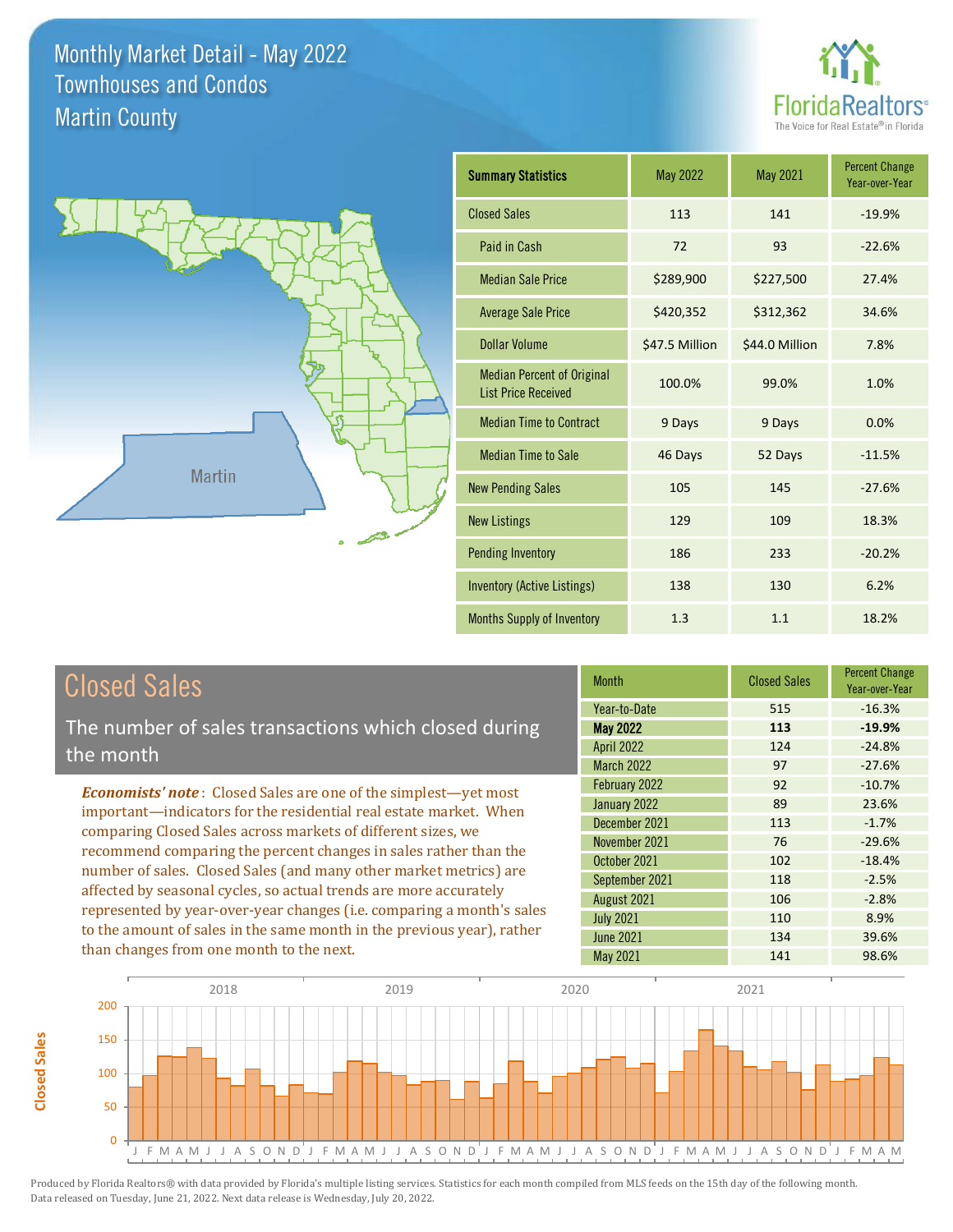# Monthly Market Detail - May 2022
## Townhouses and Condos
## Martin County

| Summary Statistics | May 2022 | May 2021 | Percent Change Year-over-Year |
|---|---|---|---|
| Closed Sales | 113 | 141 | -19.9% |
| Paid in Cash | 72 | 93 | -22.6% |
| Median Sale Price | $289,900 | $227,500 | 27.4% |
| Average Sale Price | $420,352 | $312,362 | 34.6% |
| Dollar Volume | $47.5 Million | $44.0 Million | 7.8% |
| Median Percent of Original List Price Received | 100.0% | 99.0% | 1.0% |
| Median Time to Contract | 9 Days | 9 Days | 0.0% |
| Median Time to Sale | 46 Days | 52 Days | -11.5% |
| New Pending Sales | 105 | 145 | -27.6% |
| New Listings | 129 | 109 | 18.3% |
| Pending Inventory | 186 | 233 | -20.2% |
| Inventory (Active Listings) | 138 | 130 | 6.2% |
| Months Supply of Inventory | 1.3 | 1.1 | 18.2% |

## Closed Sales

The number of sales transactions which closed during the month

*Economists' note*: Closed Sales are one of the simplest—yet most important—indicators for the residential real estate market. When comparing Closed Sales across markets of different sizes, we recommend comparing the percent changes in sales rather than the number of sales. Closed Sales (and many other market metrics) are affected by seasonal cycles, so actual trends are more accurately represented by year-over-year changes (i.e. comparing a month's sales to the amount of sales in the same month in the previous year), rather than changes from one month to the next.

| Month | Closed Sales | Percent Change Year-over-Year |
|---|---|---|
| Year-to-Date | 515 | -16.3% |
| **May 2022** | **113** | **-19.9%** |
| April 2022 | 124 | -24.8% |
| March 2022 | 97 | -27.6% |
| February 2022 | 92 | -10.7% |
| January 2022 | 89 | 23.6% |
| December 2021 | 113 | -1.7% |
| November 2021 | 76 | -29.6% |
| October 2021 | 102 | -18.4% |
| September 2021 | 118 | -2.5% |
| August 2021 | 106 | -2.8% |
| July 2021 | 110 | 8.9% |
| June 2021 | 134 | 39.6% |
| May 2021 | 141 | 98.6% |

Produced by Florida Realtors® with data provided by Florida's multiple listing services. Statistics for each month compiled from MLS feeds on the 15th day of the following month. Data released on Tuesday, June 21, 2022. Next data release is Wednesday, July 20, 2022.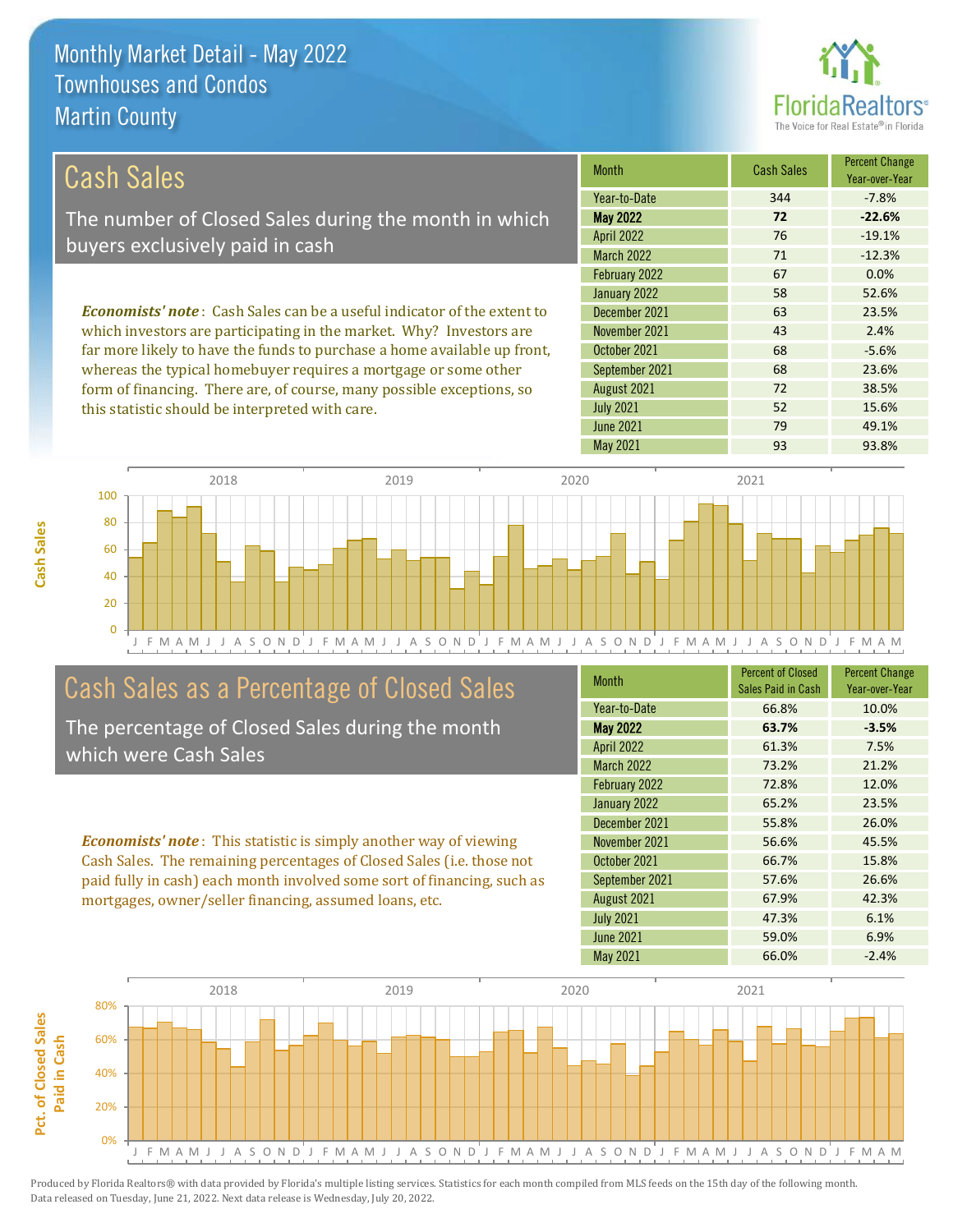# Monthly Market Detail - May 2022
## Townhouses and Condos
## Martin County

## Cash Sales

The number of Closed Sales during the month in which buyers exclusively paid in cash

***Economists' note***: Cash Sales can be a useful indicator of the extent to which investors are participating in the market. Why? Investors are far more likely to have the funds to purchase a home available up front, whereas the typical homebuyer requires a mortgage or some other form of financing. There are, of course, many possible exceptions, so this statistic should be interpreted with care.

| Month | Cash Sales | Percent Change Year-over-Year |
|---|---|---|
| Year-to-Date | 344 | -7.8% |
| **May 2022** | **72** | **-22.6%** |
| April 2022 | 76 | -19.1% |
| March 2022 | 71 | -12.3% |
| February 2022 | 67 | 0.0% |
| January 2022 | 58 | 52.6% |
| December 2021 | 63 | 23.5% |
| November 2021 | 43 | 2.4% |
| October 2021 | 68 | -5.6% |
| September 2021 | 68 | 23.6% |
| August 2021 | 72 | 38.5% |
| July 2021 | 52 | 15.6% |
| June 2021 | 79 | 49.1% |
| May 2021 | 93 | 93.8% |

## Cash Sales as a Percentage of Closed Sales

The percentage of Closed Sales during the month which were Cash Sales

***Economists' note***: This statistic is simply another way of viewing Cash Sales. The remaining percentages of Closed Sales (i.e. those not paid fully in cash) each month involved some sort of financing, such as mortgages, owner/seller financing, assumed loans, etc.

| Month | Percent of Closed Sales Paid in Cash | Percent Change Year-over-Year |
|---|---|---|
| Year-to-Date | 66.8% | 10.0% |
| **May 2022** | **63.7%** | **-3.5%** |
| April 2022 | 61.3% | 7.5% |
| March 2022 | 73.2% | 21.2% |
| February 2022 | 72.8% | 12.0% |
| January 2022 | 65.2% | 23.5% |
| December 2021 | 55.8% | 26.0% |
| November 2021 | 56.6% | 45.5% |
| October 2021 | 66.7% | 15.8% |
| September 2021 | 57.6% | 26.6% |
| August 2021 | 67.9% | 42.3% |
| July 2021 | 47.3% | 6.1% |
| June 2021 | 59.0% | 6.9% |
| May 2021 | 66.0% | -2.4% |

Produced by Florida Realtors® with data provided by Florida's multiple listing services. Statistics for each month compiled from MLS feeds on the 15th day of the following month. Data released on Tuesday, June 21, 2022. Next data release is Wednesday, July 20, 2022.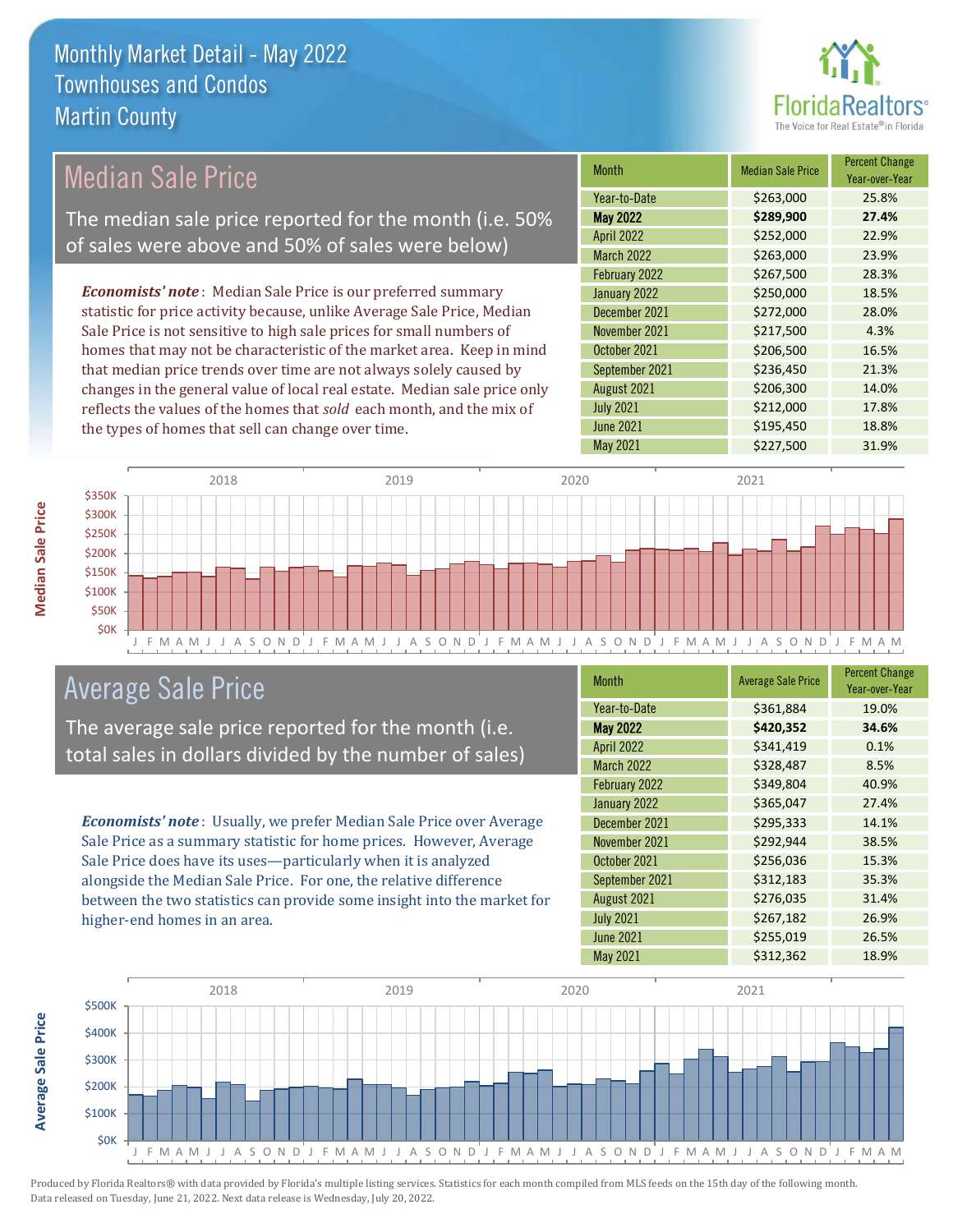# Monthly Market Detail - May 2022
## Townhouses and Condos
## Martin County

## Median Sale Price

The median sale price reported for the month (i.e. 50% of sales were above and 50% of sales were below)

*Economists' note*: Median Sale Price is our preferred summary statistic for price activity because, unlike Average Sale Price, Median Sale Price is not sensitive to high sale prices for small numbers of homes that may not be characteristic of the market area. Keep in mind that median price trends over time are not always solely caused by changes in the general value of local real estate. Median sale price only reflects the values of the homes that *sold* each month, and the mix of the types of homes that sell can change over time.

| Month | Median Sale Price | Percent Change Year-over-Year |
|---|---|---|
| Year-to-Date | $263,000 | 25.8% |
| **May 2022** | **$289,900** | **27.4%** |
| April 2022 | $252,000 | 22.9% |
| March 2022 | $263,000 | 23.9% |
| February 2022 | $267,500 | 28.3% |
| January 2022 | $250,000 | 18.5% |
| December 2021 | $272,000 | 28.0% |
| November 2021 | $217,500 | 4.3% |
| October 2021 | $206,500 | 16.5% |
| September 2021 | $236,450 | 21.3% |
| August 2021 | $206,300 | 14.0% |
| July 2021 | $212,000 | 17.8% |
| June 2021 | $195,450 | 18.8% |
| May 2021 | $227,500 | 31.9% |

## Average Sale Price

The average sale price reported for the month (i.e. total sales in dollars divided by the number of sales)

*Economists' note*: Usually, we prefer Median Sale Price over Average Sale Price as a summary statistic for home prices. However, Average Sale Price does have its uses—particularly when it is analyzed alongside the Median Sale Price. For one, the relative difference between the two statistics can provide some insight into the market for higher-end homes in an area.

| Month | Average Sale Price | Percent Change Year-over-Year |
|---|---|---|
| Year-to-Date | $361,884 | 19.0% |
| **May 2022** | **$420,352** | **34.6%** |
| April 2022 | $341,419 | 0.1% |
| March 2022 | $328,487 | 8.5% |
| February 2022 | $349,804 | 40.9% |
| January 2022 | $365,047 | 27.4% |
| December 2021 | $295,333 | 14.1% |
| November 2021 | $292,944 | 38.5% |
| October 2021 | $256,036 | 15.3% |
| September 2021 | $312,183 | 35.3% |
| August 2021 | $276,035 | 31.4% |
| July 2021 | $267,182 | 26.9% |
| June 2021 | $255,019 | 26.5% |
| May 2021 | $312,362 | 18.9% |

Produced by Florida Realtors® with data provided by Florida's multiple listing services. Statistics for each month compiled from MLS feeds on the 15th day of the following month. Data released on Tuesday, June 21, 2022. Next data release is Wednesday, July 20, 2022.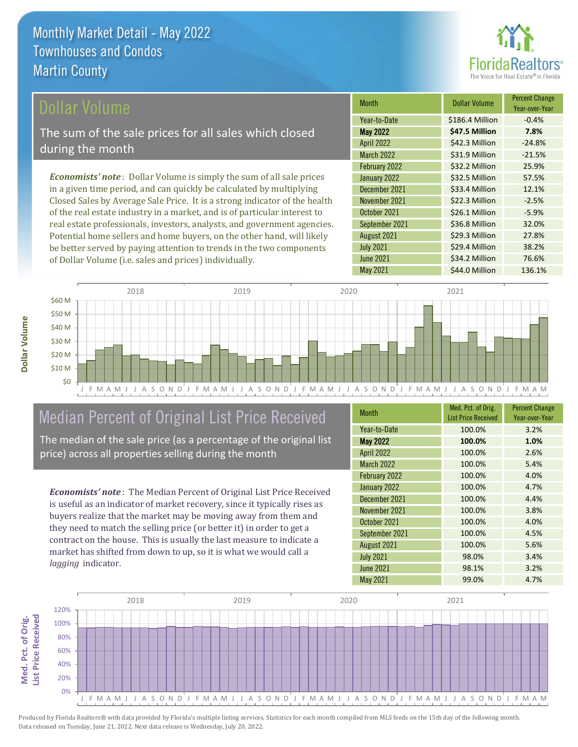# Monthly Market Detail - May 2022
## Townhouses and Condos
## Martin County

## Dollar Volume

The sum of the sale prices for all sales which closed during the month

*Economists' note*: Dollar Volume is simply the sum of all sale prices in a given time period, and can quickly be calculated by multiplying Closed Sales by Average Sale Price. It is a strong indicator of the health of the real estate industry in a market, and is of particular interest to real estate professionals, investors, analysts, and government agencies. Potential home sellers and home buyers, on the other hand, will likely be better served by paying attention to trends in the two components of Dollar Volume (i.e. sales and prices) individually.

| Month | Dollar Volume | Percent Change Year-over-Year |
|---|---|---|
| Year-to-Date | $186.4 Million | -0.4% |
| **May 2022** | **$47.5 Million** | **7.8%** |
| April 2022 | $42.3 Million | -24.8% |
| March 2022 | $31.9 Million | -21.5% |
| February 2022 | $32.2 Million | 25.9% |
| January 2022 | $32.5 Million | 57.5% |
| December 2021 | $33.4 Million | 12.1% |
| November 2021 | $22.3 Million | -2.5% |
| October 2021 | $26.1 Million | -5.9% |
| September 2021 | $36.8 Million | 32.0% |
| August 2021 | $29.3 Million | 27.8% |
| July 2021 | $29.4 Million | 38.2% |
| June 2021 | $34.2 Million | 76.6% |
| May 2021 | $44.0 Million | 136.1% |

## Median Percent of Original List Price Received

The median of the sale price (as a percentage of the original list price) across all properties selling during the month

*Economists' note*: The Median Percent of Original List Price Received is useful as an indicator of market recovery, since it typically rises as buyers realize that the market may be moving away from them and they need to match the selling price (or better it) in order to get a contract on the house. This is usually the last measure to indicate a market has shifted from down to up, so it is what we would call a *lagging* indicator.

| Month | Med. Pct. of Orig. List Price Received | Percent Change Year-over-Year |
|---|---|---|
| Year-to-Date | 100.0% | 3.2% |
| **May 2022** | **100.0%** | **1.0%** |
| April 2022 | 100.0% | 2.6% |
| March 2022 | 100.0% | 5.4% |
| February 2022 | 100.0% | 4.0% |
| January 2022 | 100.0% | 4.7% |
| December 2021 | 100.0% | 4.4% |
| November 2021 | 100.0% | 3.8% |
| October 2021 | 100.0% | 4.0% |
| September 2021 | 100.0% | 4.5% |
| August 2021 | 100.0% | 5.6% |
| July 2021 | 98.0% | 3.4% |
| June 2021 | 98.1% | 3.2% |
| May 2021 | 99.0% | 4.7% |

Produced by Florida Realtors® with data provided by Florida's multiple listing services. Statistics for each month compiled from MLS feeds on the 15th day of the following month. Data released on Tuesday, June 21, 2022. Next data release is Wednesday, July 20, 2022.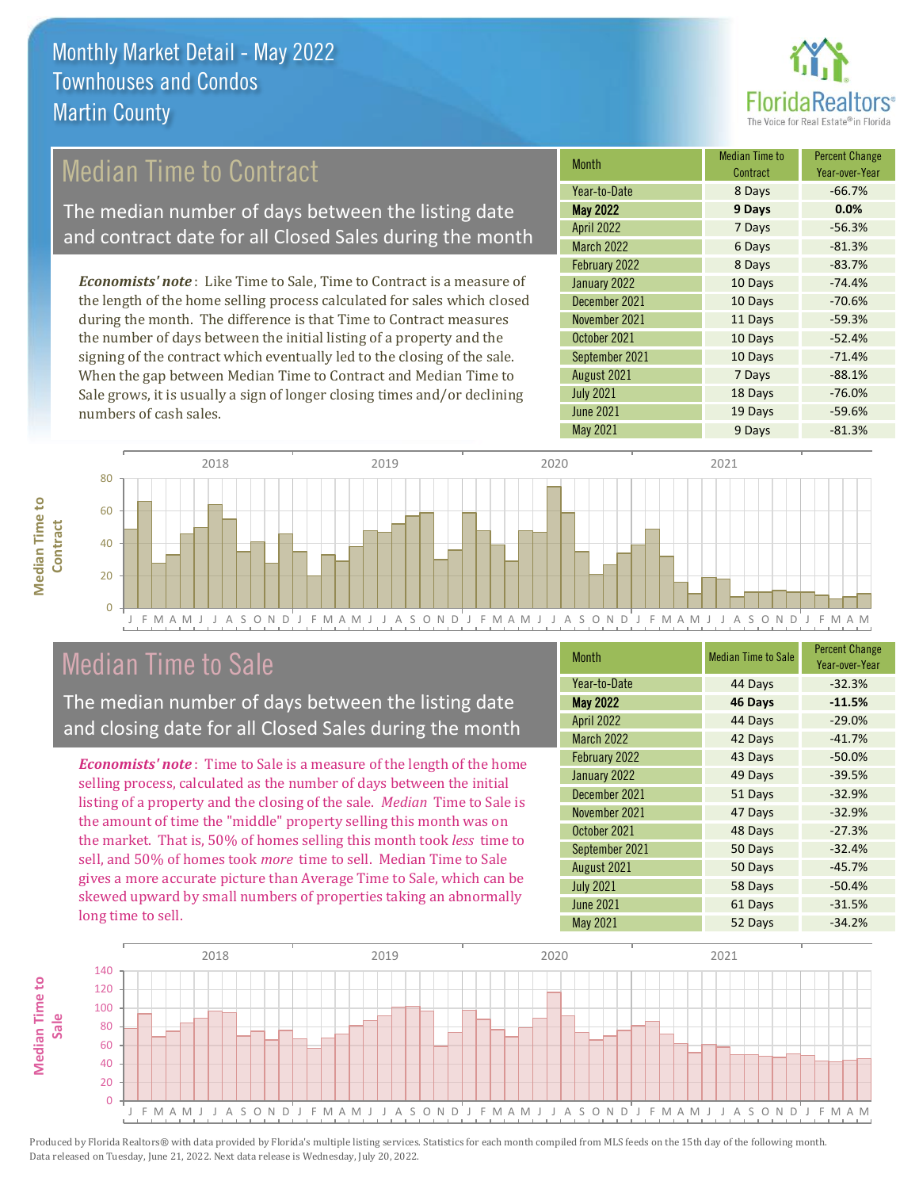# Monthly Market Detail - May 2022
## Townhouses and Condos
## Martin County

## Median Time to Contract

The median number of days between the listing date and contract date for all Closed Sales during the month

*Economists' note*: Like Time to Sale, Time to Contract is a measure of the length of the home selling process calculated for sales which closed during the month. The difference is that Time to Contract measures the number of days between the initial listing of a property and the signing of the contract which eventually led to the closing of the sale. When the gap between Median Time to Contract and Median Time to Sale grows, it is usually a sign of longer closing times and/or declining numbers of cash sales.

| Month | Median Time to Contract | Percent Change Year-over-Year |
|---|---|---|
| Year-to-Date | 8 Days | -66.7% |
| **May 2022** | **9 Days** | **0.0%** |
| April 2022 | 7 Days | -56.3% |
| March 2022 | 6 Days | -81.3% |
| February 2022 | 8 Days | -83.7% |
| January 2022 | 10 Days | -74.4% |
| December 2021 | 10 Days | -70.6% |
| November 2021 | 11 Days | -59.3% |
| October 2021 | 10 Days | -52.4% |
| September 2021 | 10 Days | -71.4% |
| August 2021 | 7 Days | -88.1% |
| July 2021 | 18 Days | -76.0% |
| June 2021 | 19 Days | -59.6% |
| May 2021 | 9 Days | -81.3% |

## Median Time to Sale

The median number of days between the listing date and closing date for all Closed Sales during the month

*Economists' note*: Time to Sale is a measure of the length of the home selling process, calculated as the number of days between the initial listing of a property and the closing of the sale. *Median* Time to Sale is the amount of time the "middle" property selling this month was on the market. That is, 50% of homes selling this month took *less* time to sell, and 50% of homes took *more* time to sell. Median Time to Sale gives a more accurate picture than Average Time to Sale, which can be skewed upward by small numbers of properties taking an abnormally long time to sell.

| Month | Median Time to Sale | Percent Change Year-over-Year |
|---|---|---|
| Year-to-Date | 44 Days | -32.3% |
| **May 2022** | **46 Days** | **-11.5%** |
| April 2022 | 44 Days | -29.0% |
| March 2022 | 42 Days | -41.7% |
| February 2022 | 43 Days | -50.0% |
| January 2022 | 49 Days | -39.5% |
| December 2021 | 51 Days | -32.9% |
| November 2021 | 47 Days | -32.9% |
| October 2021 | 48 Days | -27.3% |
| September 2021 | 50 Days | -32.4% |
| August 2021 | 50 Days | -45.7% |
| July 2021 | 58 Days | -50.4% |
| June 2021 | 61 Days | -31.5% |
| May 2021 | 52 Days | -34.2% |

Produced by Florida Realtors® with data provided by Florida's multiple listing services. Statistics for each month compiled from MLS feeds on the 15th day of the following month. Data released on Tuesday, June 21, 2022. Next data release is Wednesday, July 20, 2022.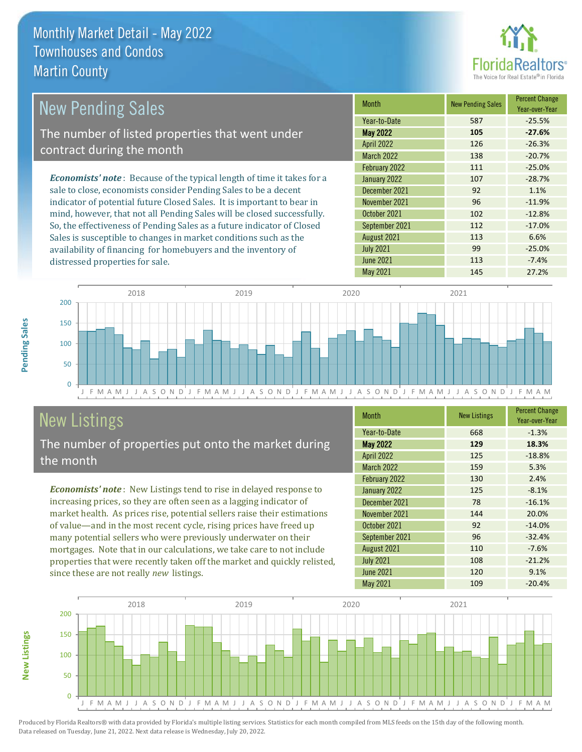# Monthly Market Detail - May 2022
## Townhouses and Condos
## Martin County

## New Pending Sales

The number of listed properties that went under contract during the month

*Economists' note*: Because of the typical length of time it takes for a sale to close, economists consider Pending Sales to be a decent indicator of potential future Closed Sales. It is important to bear in mind, however, that not all Pending Sales will be closed successfully. So, the effectiveness of Pending Sales as a future indicator of Closed Sales is susceptible to changes in market conditions such as the availability of financing for homebuyers and the inventory of distressed properties for sale.

| Month | New Pending Sales | Percent Change Year-over-Year |
|---|---|---|
| Year-to-Date | 587 | -25.5% |
| **May 2022** | **105** | **-27.6%** |
| April 2022 | 126 | -26.3% |
| March 2022 | 138 | -20.7% |
| February 2022 | 111 | -25.0% |
| January 2022 | 107 | -28.7% |
| December 2021 | 92 | 1.1% |
| November 2021 | 96 | -11.9% |
| October 2021 | 102 | -12.8% |
| September 2021 | 112 | -17.0% |
| August 2021 | 113 | 6.6% |
| July 2021 | 99 | -25.0% |
| June 2021 | 113 | -7.4% |
| May 2021 | 145 | 27.2% |

## New Listings

The number of properties put onto the market during the month

*Economists' note*: New Listings tend to rise in delayed response to increasing prices, so they are often seen as a lagging indicator of market health. As prices rise, potential sellers raise their estimations of value—and in the most recent cycle, rising prices have freed up many potential sellers who were previously underwater on their mortgages. Note that in our calculations, we take care to not include properties that were recently taken off the market and quickly relisted, since these are not really *new* listings.

| Month | New Listings | Percent Change Year-over-Year |
|---|---|---|
| Year-to-Date | 668 | -1.3% |
| **May 2022** | **129** | **18.3%** |
| April 2022 | 125 | -18.8% |
| March 2022 | 159 | 5.3% |
| February 2022 | 130 | 2.4% |
| January 2022 | 125 | -8.1% |
| December 2021 | 78 | -16.1% |
| November 2021 | 144 | 20.0% |
| October 2021 | 92 | -14.0% |
| September 2021 | 96 | -32.4% |
| August 2021 | 110 | -7.6% |
| July 2021 | 108 | -21.2% |
| June 2021 | 120 | 9.1% |
| May 2021 | 109 | -20.4% |

Produced by Florida Realtors® with data provided by Florida's multiple listing services. Statistics for each month compiled from MLS feeds on the 15th day of the following month. Data released on Tuesday, June 21, 2022. Next data release is Wednesday, July 20, 2022.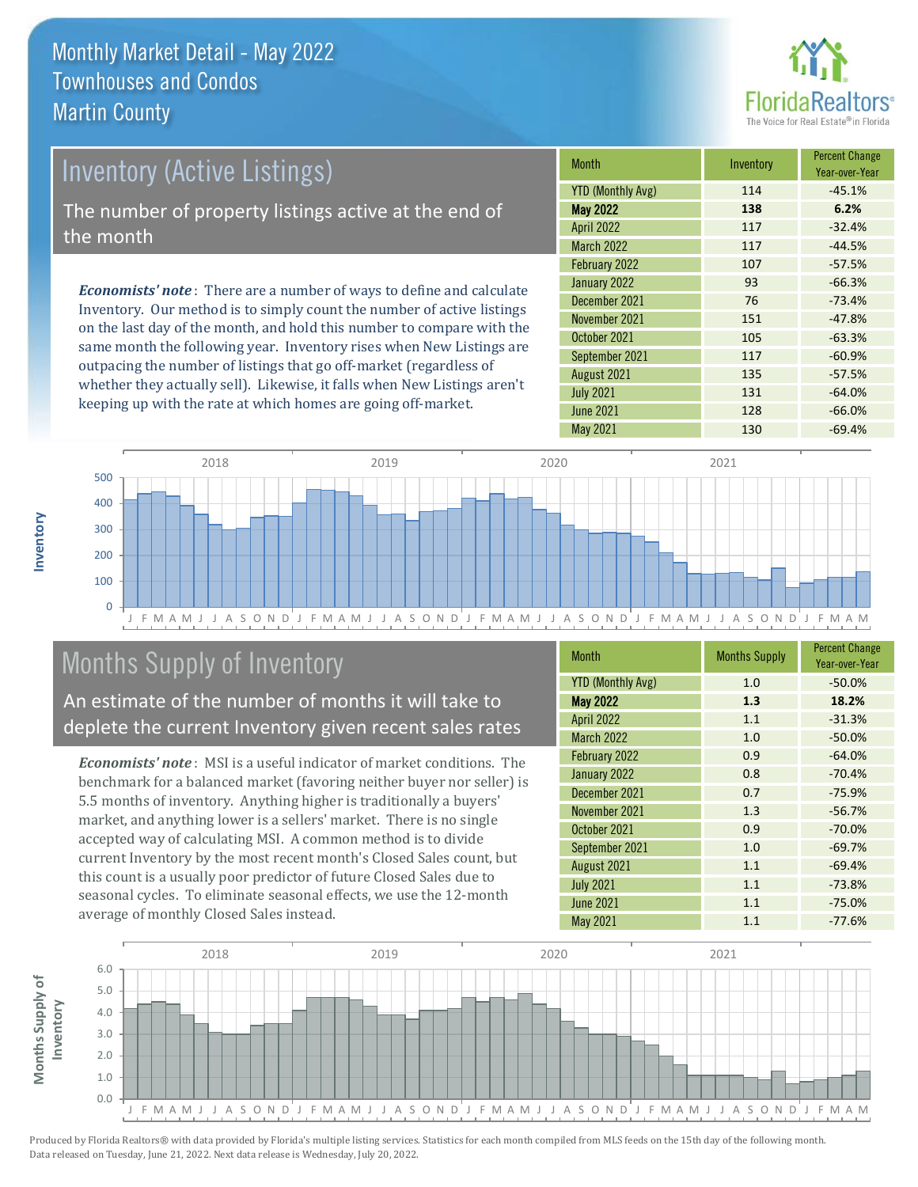# Monthly Market Detail - May 2022
## Townhouses and Condos
## Martin County

## Inventory (Active Listings)

The number of property listings active at the end of the month

*Economists' note*: There are a number of ways to define and calculate Inventory. Our method is to simply count the number of active listings on the last day of the month, and hold this number to compare with the same month the following year. Inventory rises when New Listings are outpacing the number of listings that go off-market (regardless of whether they actually sell). Likewise, it falls when New Listings aren't keeping up with the rate at which homes are going off-market.

| Month | Inventory | Percent Change Year-over-Year |
|---|---|---|
| YTD (Monthly Avg) | 114 | -45.1% |
| **May 2022** | **138** | **6.2%** |
| April 2022 | 117 | -32.4% |
| March 2022 | 117 | -44.5% |
| February 2022 | 107 | -57.5% |
| January 2022 | 93 | -66.3% |
| December 2021 | 76 | -73.4% |
| November 2021 | 151 | -47.8% |
| October 2021 | 105 | -63.3% |
| September 2021 | 117 | -60.9% |
| August 2021 | 135 | -57.5% |
| July 2021 | 131 | -64.0% |
| June 2021 | 128 | -66.0% |
| May 2021 | 130 | -69.4% |

## Months Supply of Inventory

An estimate of the number of months it will take to deplete the current Inventory given recent sales rates

*Economists' note*: MSI is a useful indicator of market conditions. The benchmark for a balanced market (favoring neither buyer nor seller) is 5.5 months of inventory. Anything higher is traditionally a buyers' market, and anything lower is a sellers' market. There is no single accepted way of calculating MSI. A common method is to divide current Inventory by the most recent month's Closed Sales count, but this count is a usually poor predictor of future Closed Sales due to seasonal cycles. To eliminate seasonal effects, we use the 12-month average of monthly Closed Sales instead.

| Month | Months Supply | Percent Change Year-over-Year |
|---|---|---|
| YTD (Monthly Avg) | 1.0 | -50.0% |
| **May 2022** | **1.3** | **18.2%** |
| April 2022 | 1.1 | -31.3% |
| March 2022 | 1.0 | -50.0% |
| February 2022 | 0.9 | -64.0% |
| January 2022 | 0.8 | -70.4% |
| December 2021 | 0.7 | -75.9% |
| November 2021 | 1.3 | -56.7% |
| October 2021 | 0.9 | -70.0% |
| September 2021 | 1.0 | -69.7% |
| August 2021 | 1.1 | -69.4% |
| July 2021 | 1.1 | -73.8% |
| June 2021 | 1.1 | -75.0% |
| May 2021 | 1.1 | -77.6% |

Produced by Florida Realtors® with data provided by Florida's multiple listing services. Statistics for each month compiled from MLS feeds on the 15th day of the following month. Data released on Tuesday, June 21, 2022. Next data release is Wednesday, July 20, 2022.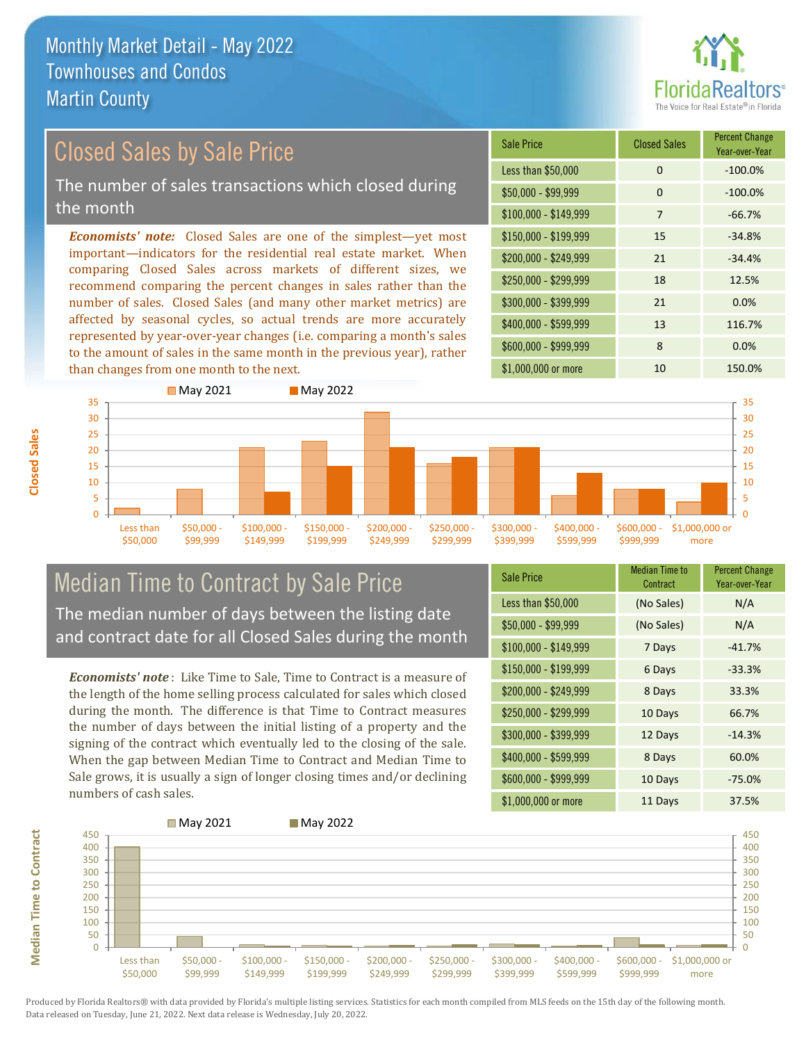# Monthly Market Detail - May 2022
## Townhouses and Condos
## Martin County

## Closed Sales by Sale Price

The number of sales transactions which closed during the month

***Economists' note:*** Closed Sales are one of the simplest—yet most important—indicators for the residential real estate market. When comparing Closed Sales across markets of different sizes, we recommend comparing the percent changes in sales rather than the number of sales. Closed Sales (and many other market metrics) are affected by seasonal cycles, so actual trends are more accurately represented by year-over-year changes (i.e. comparing a month's sales to the amount of sales in the same month in the previous year), rather than changes from one month to the next.

| Sale Price | Closed Sales | Percent Change Year-over-Year |
|---|---|---|
| Less than $50,000 | 0 | -100.0% |
| $50,000 - $99,999 | 0 | -100.0% |
| $100,000 - $149,999 | 7 | -66.7% |
| $150,000 - $199,999 | 15 | -34.8% |
| $200,000 - $249,999 | 21 | -34.4% |
| $250,000 - $299,999 | 18 | 12.5% |
| $300,000 - $399,999 | 21 | 0.0% |
| $400,000 - $599,999 | 13 | 116.7% |
| $600,000 - $999,999 | 8 | 0.0% |
| $1,000,000 or more | 10 | 150.0% |

## Median Time to Contract by Sale Price

The median number of days between the listing date and contract date for all Closed Sales during the month

***Economists' note***: Like Time to Sale, Time to Contract is a measure of the length of the home selling process calculated for sales which closed during the month. The difference is that Time to Contract measures the number of days between the initial listing of a property and the signing of the contract which eventually led to the closing of the sale. When the gap between Median Time to Contract and Median Time to Sale grows, it is usually a sign of longer closing times and/or declining numbers of cash sales.

| Sale Price | Median Time to Contract | Percent Change Year-over-Year |
|---|---|---|
| Less than $50,000 | (No Sales) | N/A |
| $50,000 - $99,999 | (No Sales) | N/A |
| $100,000 - $149,999 | 7 Days | -41.7% |
| $150,000 - $199,999 | 6 Days | -33.3% |
| $200,000 - $249,999 | 8 Days | 33.3% |
| $250,000 - $299,999 | 10 Days | 66.7% |
| $300,000 - $399,999 | 12 Days | -14.3% |
| $400,000 - $599,999 | 8 Days | 60.0% |
| $600,000 - $999,999 | 10 Days | -75.0% |
| $1,000,000 or more | 11 Days | 37.5% |

Produced by Florida Realtors® with data provided by Florida's multiple listing services. Statistics for each month compiled from MLS feeds on the 15th day of the following month. Data released on Tuesday, June 21, 2022. Next data release is Wednesday, July 20, 2022.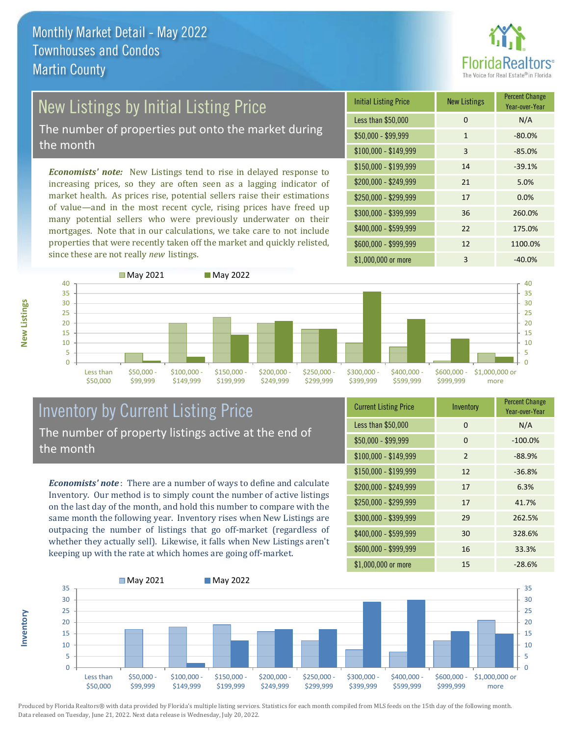# Monthly Market Detail - May 2022
## Townhouses and Condos
## Martin County

## New Listings by Initial Listing Price

The number of properties put onto the market during the month

*Economists' note:* New Listings tend to rise in delayed response to increasing prices, so they are often seen as a lagging indicator of market health. As prices rise, potential sellers raise their estimations of value—and in the most recent cycle, rising prices have freed up many potential sellers who were previously underwater on their mortgages. Note that in our calculations, we take care to not include properties that were recently taken off the market and quickly relisted, since these are not really *new* listings.

| Initial Listing Price | New Listings | Percent Change Year-over-Year |
|---|---|---|
| Less than $50,000 | 0 | N/A |
| $50,000 - $99,999 | 1 | -80.0% |
| $100,000 - $149,999 | 3 | -85.0% |
| $150,000 - $199,999 | 14 | -39.1% |
| $200,000 - $249,999 | 21 | 5.0% |
| $250,000 - $299,999 | 17 | 0.0% |
| $300,000 - $399,999 | 36 | 260.0% |
| $400,000 - $599,999 | 22 | 175.0% |
| $600,000 - $999,999 | 12 | 1100.0% |
| $1,000,000 or more | 3 | -40.0% |

## Inventory by Current Listing Price

The number of property listings active at the end of the month

*Economists' note*: There are a number of ways to define and calculate Inventory. Our method is to simply count the number of active listings on the last day of the month, and hold this number to compare with the same month the following year. Inventory rises when New Listings are outpacing the number of listings that go off-market (regardless of whether they actually sell). Likewise, it falls when New Listings aren't keeping up with the rate at which homes are going off-market.

| Current Listing Price | Inventory | Percent Change Year-over-Year |
|---|---|---|
| Less than $50,000 | 0 | N/A |
| $50,000 - $99,999 | 0 | -100.0% |
| $100,000 - $149,999 | 2 | -88.9% |
| $150,000 - $199,999 | 12 | -36.8% |
| $200,000 - $249,999 | 17 | 6.3% |
| $250,000 - $299,999 | 17 | 41.7% |
| $300,000 - $399,999 | 29 | 262.5% |
| $400,000 - $599,999 | 30 | 328.6% |
| $600,000 - $999,999 | 16 | 33.3% |
| $1,000,000 or more | 15 | -28.6% |

Produced by Florida Realtors® with data provided by Florida's multiple listing services. Statistics for each month compiled from MLS feeds on the 15th day of the following month. Data released on Tuesday, June 21, 2022. Next data release is Wednesday, July 20, 2022.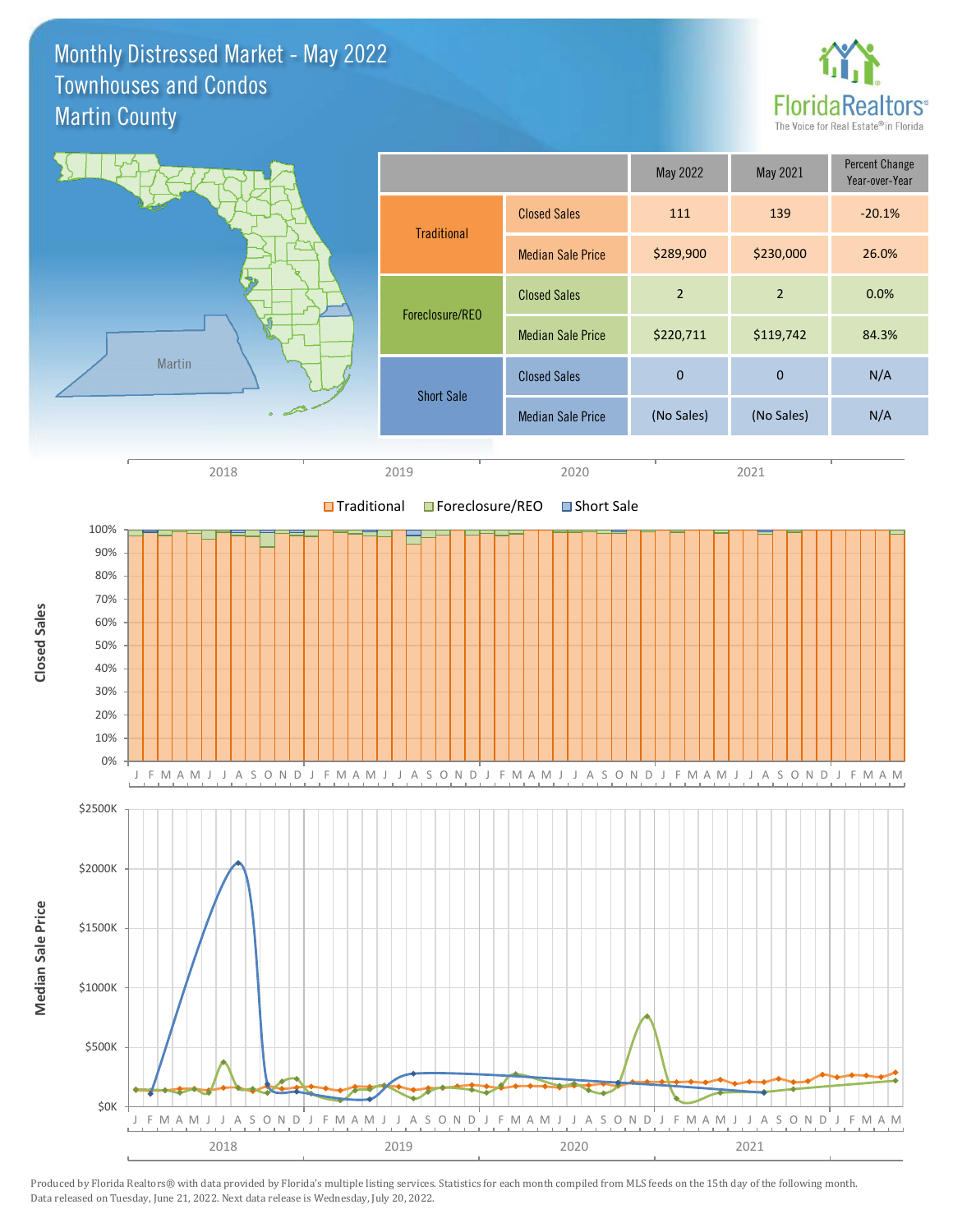# Monthly Distressed Market - May 2022
## Townhouses and Condos
## Martin County

FloridaRealtors® The Voice for Real Estate® in Florida

Martin

| | | May 2022 | May 2021 | Percent Change Year-over-Year |
|---|---|---|---|---|
| Traditional | Closed Sales | 111 | 139 | -20.1% |
| | Median Sale Price | $289,900 | $230,000 | 26.0% |
| Foreclosure/REO | Closed Sales | 2 | 2 | 0.0% |
| | Median Sale Price | $220,711 | $119,742 | 84.3% |
| Short Sale | Closed Sales | 0 | 0 | N/A |
| | Median Sale Price | (No Sales) | (No Sales) | N/A |

2018 2019 2020 2021

Traditional Foreclosure/REO Short Sale

Closed Sales

100% 90% 80% 70% 60% 50% 40% 30% 20% 10% 0%

J F M A M J J A S O N D J F M A M J J A S O N D J F M A M J J A S O N D J F M A M J J A S O N D J F M A M

Median Sale Price

$2500K $2000K $1500K $1000K $500K $0K

J F M A M J J A S O N D J F M A M J J A S O N D J F M A M J J A S O N D J F M A M J J A S O N D J F M A M

2018 2019 2020 2021

Produced by Florida Realtors® with data provided by Florida's multiple listing services. Statistics for each month compiled from MLS feeds on the 15th day of the following month. Data released on Tuesday, June 21, 2022. Next data release is Wednesday, July 20, 2022.